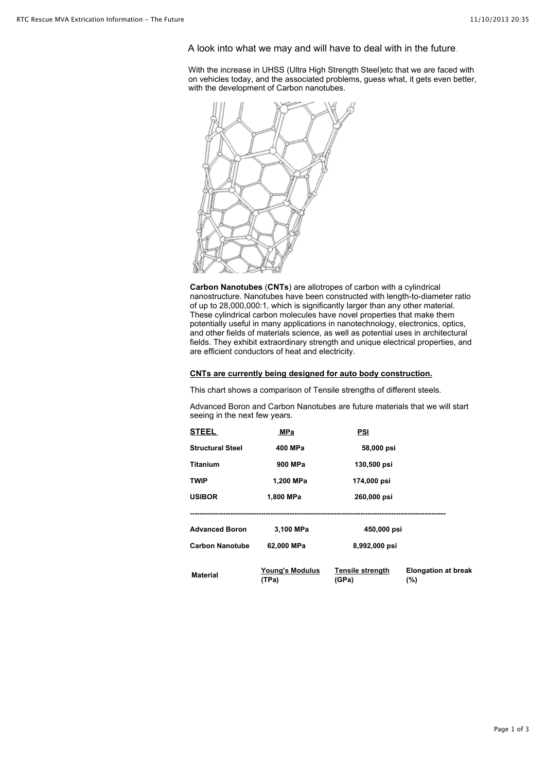A look into what we may and will have to deal with in the future.

With the increase in UHSS (Ultra High Strength Steel)etc that we are faced with on vehicles today, and the associated problems, guess what, it gets even better, with the development of Carbon nanotubes.

**Carbon Nanotubes** (**CNTs**) are allotropes of carbon with a cylindrical nanostructure. Nanotubes have been constructed with length-to-diameter ratio of up to 28,000,000:1, which is significantly larger than any other material. These cylindrical carbon molecules have novel properties that make them potentially useful in many applications in nanotechnology, electronics, optics, and other fields of materials science, as well as potential uses in architectural fields. They exhibit extraordinary strength and unique electrical properties, and are efficient conductors of heat and electricity.

**CNTs are currently being designed for auto body construction.**

This chart shows a comparison of Tensile strengths of different steels.

Advanced Boron and Carbon Nanotubes are future materials that we will start seeing in the next few years.

| STEEL | MPa | PSI |
|---|---|---|
| **Structural Steel** | **400 MPa** | **58,000 psi** |
| **Titanium** | **900 MPa** | **130,500 psi** |
| **TWIP** | **1,200 MPa** | **174,000 psi** |
| **USIBOR** | **1,800 MPa** | **260,000 psi** |

-----------------------------------------------------------------------------------------------------

| | | |
|---|---|---|
| **Advanced Boron** | **3,100 MPa** | **450,000 psi** |
| **Carbon Nanotube** | **62,000 MPa** | **8,992,000 psi** |

| Material | Young's Modulus (TPa) | Tensile strength (GPa) | Elongation at break (%) |
|---|---|---|---|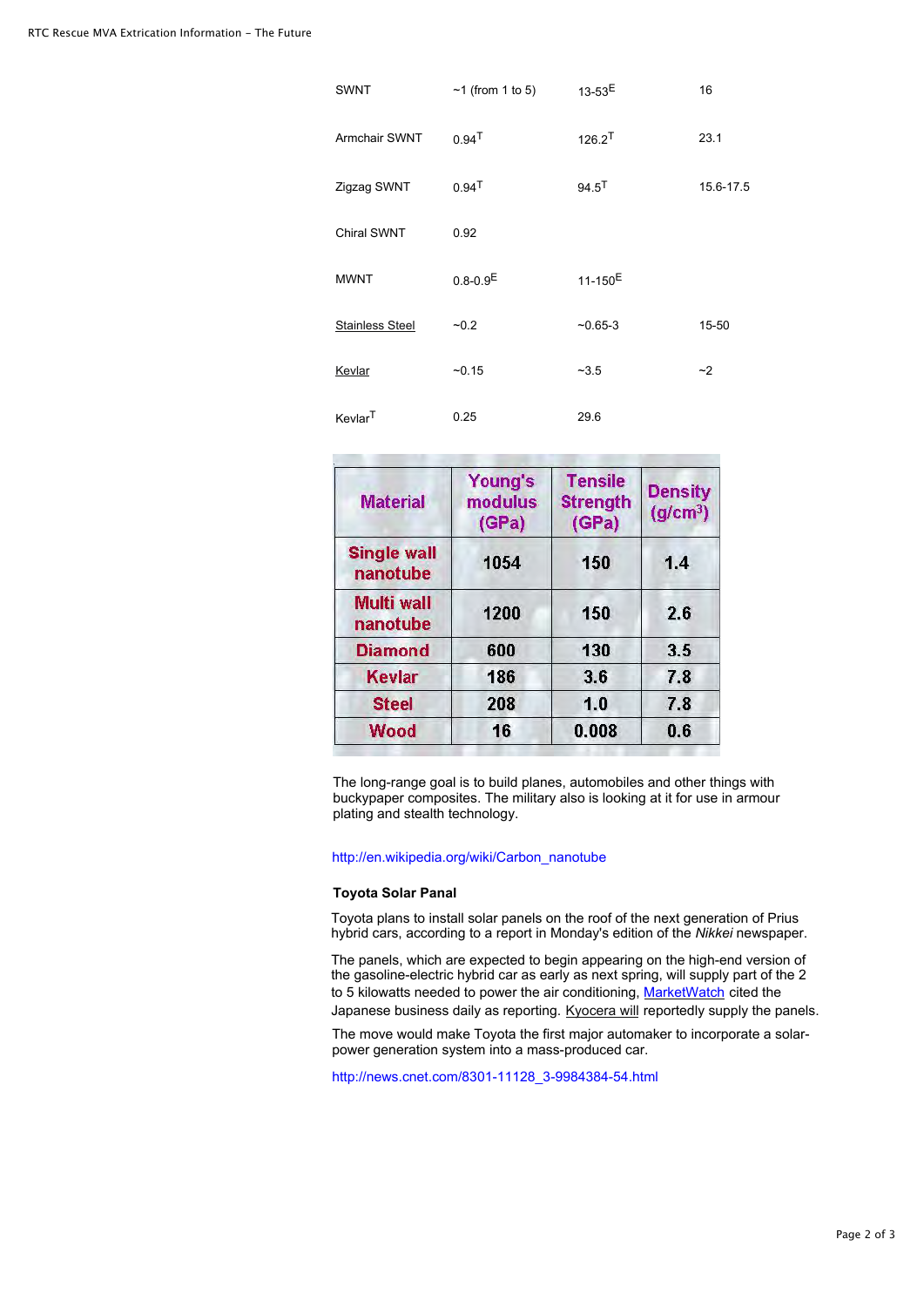| | | | |
|---|---|---|---|
| SWNT | ~1 (from 1 to 5) | 13-53[E] | 16 |
| Armchair SWNT | 0.94[T] | 126.2[T] | 23.1 |
| Zigzag SWNT | 0.94[T] | 94.5[T] | 15.6-17.5 |
| Chiral SWNT | 0.92 | | |
| MWNT | 0.8-0.9[E] | 11-150[E] | |
| Stainless Steel | ~0.2 | ~0.65-3 | 15-50 |
| Kevlar | ~0.15 | ~3.5 | ~2 |
| Kevlar[T] | 0.25 | 29.6 | |

| Material | Young's modulus (GPa) | Tensile Strength (GPa) | Density ($g/cm^3$) |
|---|---|---|---|
| Single wall nanotube | 1054 | 150 | 1.4 |
| Multi wall nanotube | 1200 | 150 | 2.6 |
| Diamond | 600 | 130 | 3.5 |
| Kevlar | 186 | 3.6 | 7.8 |
| Steel | 208 | 1.0 | 7.8 |
| Wood | 16 | 0.008 | 0.6 |

The long-range goal is to build planes, automobiles and other things with buckypaper composites. The military also is looking at it for use in armour plating and stealth technology.

http://en.wikipedia.org/wiki/Carbon_nanotube

**Toyota Solar Panal**

Toyota plans to install solar panels on the roof of the next generation of Prius hybrid cars, according to a report in Monday's edition of the *Nikkei* newspaper.

The panels, which are expected to begin appearing on the high-end version of the gasoline-electric hybrid car as early as next spring, will supply part of the 2 to 5 kilowatts needed to power the air conditioning, MarketWatch cited the Japanese business daily as reporting. Kyocera will reportedly supply the panels.

The move would make Toyota the first major automaker to incorporate a solar-power generation system into a mass-produced car.

http://news.cnet.com/8301-11128_3-9984384-54.html